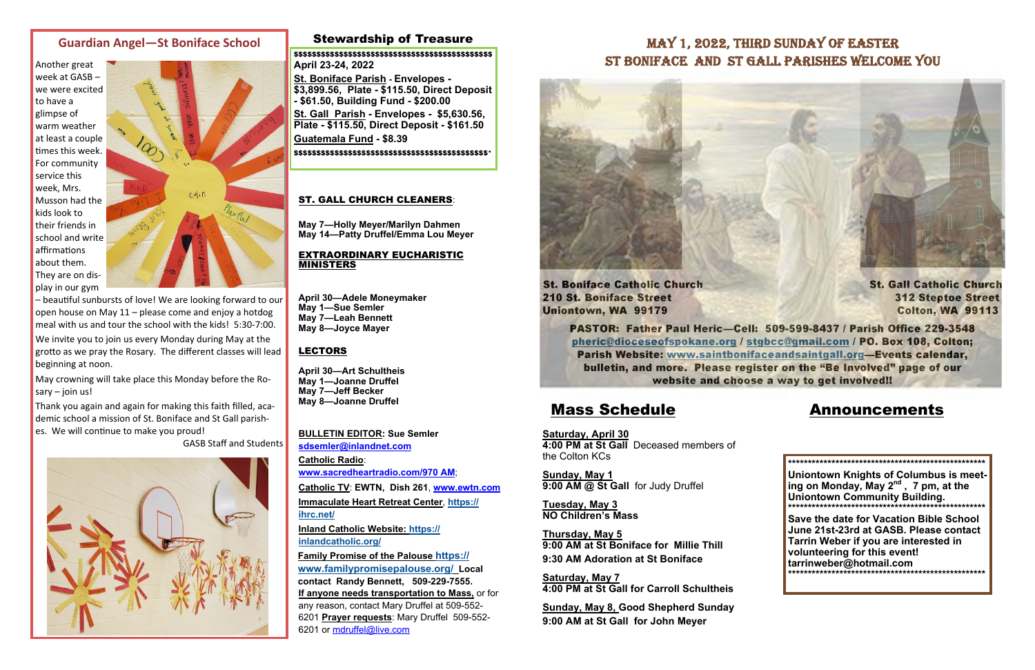## Guardian Angel—St Boniface School

Another great week at GASB – we were excited to have a glimpse of warm weather at least a couple times this week. For community service this week, Mrs. Musson had the kids look to their friends in school and write affirmations about them. They are on display in our gym – beautiful sunbursts of love! We are looking forward to our open house on May 11 – please come and enjoy a hotdog meal with us and tour the school with the kids! 5:30-7:00.

We invite you to join us every Monday during May at the grotto as we pray the Rosary. The different classes will lead beginning at noon.

May crowning will take place this Monday before the Rosary – join us!

Thank you again and again for making this faith filled, academic school a mission of St. Boniface and St Gall parishes. We will continue to make you proud!

GASB Staff and Students

## Stewardship of Treasure

$$$$$$$$$$$$$$$$$$$$$$$$$$$$$$$$$$$$$$$$$$$$$$

**April 23-24, 2022**

**St. Boniface Parish - Envelopes - $3,899.56, Plate - $115.50, Direct Deposit - $61.50, Building Fund - $200.00**

**St. Gall Parish - Envelopes - $5,630.56, Plate - $115.50, Direct Deposit - $161.50**

**Guatemala Fund - $8.39**

$$$$$$$$$$$$$$$$$$$$$$$$$$$$$$$$$$$$$$$$$$$$$$

**ST. GALL CHURCH CLEANERS:**

**May 7—Holly Meyer/Marilyn Dahmen**
**May 14—Patty Druffel/Emma Lou Meyer**

**EXTRAORDINARY EUCHARISTIC MINISTERS**

**April 30—Adele Moneymaker**
**May 1—Sue Semler**
**May 7—Leah Bennett**
**May 8—Joyce Mayer**

**LECTORS**

**April 30—Art Schultheis**
**May 1—Joanne Druffel**
**May 7—Jeff Becker**
**May 8—Joanne Druffel**

**BULLETIN EDITOR: Sue Semler** sdsemler@inlandnet.com

**Catholic Radio:** www.sacredheartradio.com/970 AM;

**Catholic TV: EWTN, Dish 261,** www.ewtn.com

**Immaculate Heart Retreat Center,** https://ihrc.net/

**Inland Catholic Website:** https://inlandcatholic.org/

**Family Promise of the Palouse** https://www.familypromisepalouse.org/ **Local contact Randy Bennett, 509-229-7555.**

**If anyone needs transportation to Mass,** or for any reason, contact Mary Druffel at 509-552-6201 **Prayer requests**: Mary Druffel 509-552-6201 or mdruffel@live.com

## MAY 1, 2022, THIRD SUNDAY OF EASTER
## ST BONIFACE AND ST GALL PARISHES WELCOME YOU

**St. Boniface Catholic Church**
**210 St. Boniface Street**
**Uniontown, WA 99179**

**St. Gall Catholic Church**
**312 Steptoe Street**
**Colton, WA 99113**

**PASTOR: Father Paul Heric—Cell: 509-599-8437 / Parish Office 229-3548**
**pheric@dioceseofspokane.org / stgbcc@gmail.com / PO. Box 108, Colton;**
**Parish Website: www.saintbonifaceandsaintgall.org—Events calendar, bulletin, and more. Please register on the "Be Involved" page of our website and choose a way to get involved!!**

## Mass Schedule

**Saturday, April 30**
**4:00 PM at St Gall** Deceased members of the Colton KCs

**Sunday, May 1**
**9:00 AM @ St Gall** for Judy Druffel

**Tuesday, May 3**
**NO Children's Mass**

**Thursday, May 5**
**9:00 AM at St Boniface for Millie Thill**
**9:30 AM Adoration at St Boniface**

**Saturday, May 7**
**4:00 PM at St Gall for Carroll Schultheis**

**Sunday, May 8, Good Shepherd Sunday**
**9:00 AM at St Gall for John Meyer**

## Announcements

**************************************************

**Uniontown Knights of Columbus is meeting on Monday, May 2nd, 7 pm, at the Uniontown Community Building.**

**************************************************

**Save the date for Vacation Bible School June 21st-23rd at GASB. Please contact Tarrin Weber if you are interested in volunteering for this event! tarrinweber@hotmail.com**

**************************************************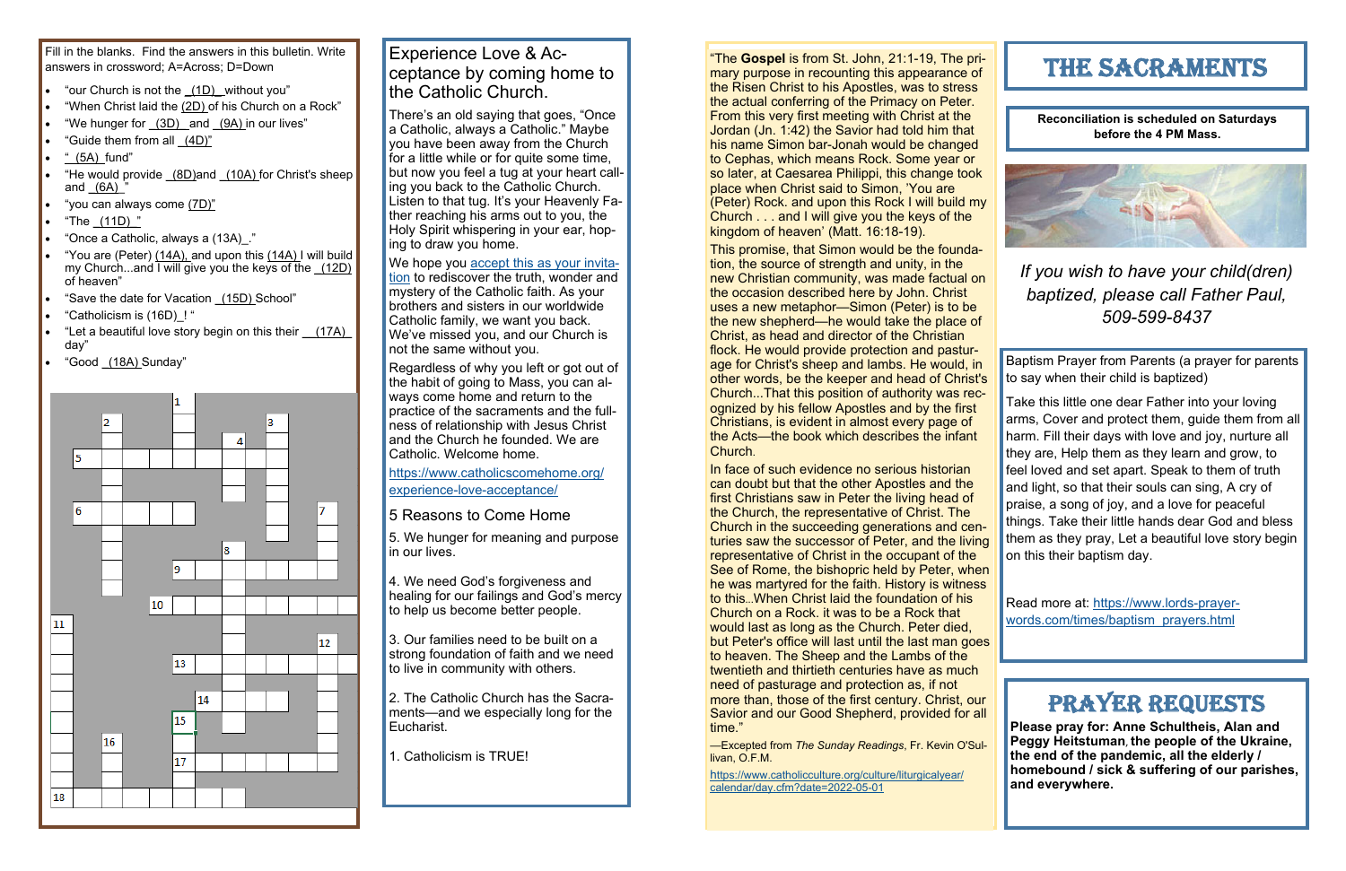Fill in the blanks. Find the answers in this bulletin. Write answers in crossword; A=Across; D=Down

- "our Church is not the _(1D)_ without you"
- "When Christ laid the (2D) of his Church on a Rock"
- "We hunger for _(3D)_ and _(9A) in our lives"
- "Guide them from all _(4D)"
- "_(5A)_fund"
- "He would provide _(8D)and _(10A) for Christ's sheep and _(6A) "
- "you can always come (7D)"
- "The _(11D)_"
- "Once a Catholic, always a (13A)_."
- "You are (Peter) (14A), and upon this (14A) I will build my Church...and I will give you the keys of the _(12D) of heaven"
- "Save the date for Vacation _(15D) School"
- "Catholicism is (16D)_! "
- "Let a beautiful love story begin on this their __(17A)_ day"
- "Good _(18A) Sunday"

Experience Love & Acceptance by coming home to the Catholic Church.

There's an old saying that goes, "Once a Catholic, always a Catholic." Maybe you have been away from the Church for a little while or for quite some time, but now you feel a tug at your heart calling you back to the Catholic Church. Listen to that tug. It's your Heavenly Father reaching his arms out to you, the Holy Spirit whispering in your ear, hoping to draw you home.

We hope you accept this as your invitation to rediscover the truth, wonder and mystery of the Catholic faith. As your brothers and sisters in our worldwide Catholic family, we want you back. We've missed you, and our Church is not the same without you.

Regardless of why you left or got out of the habit of going to Mass, you can always come home and return to the practice of the sacraments and the fullness of relationship with Jesus Christ and the Church he founded. We are Catholic. Welcome home.

https://www.catholicscomehome.org/experience-love-acceptance/

5 Reasons to Come Home

5. We hunger for meaning and purpose in our lives.

4. We need God's forgiveness and healing for our failings and God's mercy to help us become better people.

3. Our families need to be built on a strong foundation of faith and we need to live in community with others.

2. The Catholic Church has the Sacraments—and we especially long for the Eucharist.

1. Catholicism is TRUE!

"The **Gospel** is from St. John, 21:1-19, The primary purpose in recounting this appearance of the Risen Christ to his Apostles, was to stress the actual conferring of the Primacy on Peter. From this very first meeting with Christ at the Jordan (Jn. 1:42) the Savior had told him that his name Simon bar-Jonah would be changed to Cephas, which means Rock. Some year or so later, at Caesarea Philippi, this change took place when Christ said to Simon, 'You are (Peter) Rock. and upon this Rock I will build my Church . . . and I will give you the keys of the kingdom of heaven' (Matt. 16:18-19).

This promise, that Simon would be the foundation, the source of strength and unity, in the new Christian community, was made factual on the occasion described here by John. Christ uses a new metaphor—Simon (Peter) is to be the new shepherd—he would take the place of Christ, as head and director of the Christian flock. He would provide protection and pasturage for Christ's sheep and lambs. He would, in other words, be the keeper and head of Christ's Church...That this position of authority was recognized by his fellow Apostles and by the first Christians, is evident in almost every page of the Acts—the book which describes the infant Church.

In face of such evidence no serious historian can doubt but that the other Apostles and the first Christians saw in Peter the living head of the Church, the representative of Christ. The Church in the succeeding generations and centuries saw the successor of Peter, and the living representative of Christ in the occupant of the See of Rome, the bishopric held by Peter, when he was martyred for the faith. History is witness to this...When Christ laid the foundation of his Church on a Rock. it was to be a Rock that would last as long as the Church. Peter died, but Peter's office will last until the last man goes to heaven. The Sheep and the Lambs of the twentieth and thirtieth centuries have as much need of pasturage and protection as, if not more than, those of the first century. Christ, our Savior and our Good Shepherd, provided for all time."

—Excepted from *The Sunday Readings*, Fr. Kevin O'Sullivan, O.F.M.

https://www.catholicculture.org/culture/liturgicalyear/calendar/day.cfm?date=2022-05-01

# THE SACRAMENTS

**Reconciliation is scheduled on Saturdays before the 4 PM Mass.**

*If you wish to have your child(dren) baptized, please call Father Paul, 509-599-8437*

Baptism Prayer from Parents (a prayer for parents to say when their child is baptized)

Take this little one dear Father into your loving arms, Cover and protect them, guide them from all harm. Fill their days with love and joy, nurture all they are, Help them as they learn and grow, to feel loved and set apart. Speak to them of truth and light, so that their souls can sing, A cry of praise, a song of joy, and a love for peaceful things. Take their little hands dear God and bless them as they pray, Let a beautiful love story begin on this their baptism day.

Read more at: https://www.lords-prayer-words.com/times/baptism_prayers.html

# PRAYER REQUESTS

**Please pray for: Anne Schultheis, Alan and Peggy Heitstuman, the people of the Ukraine, the end of the pandemic, all the elderly / homebound / sick & suffering of our parishes, and everywhere.**